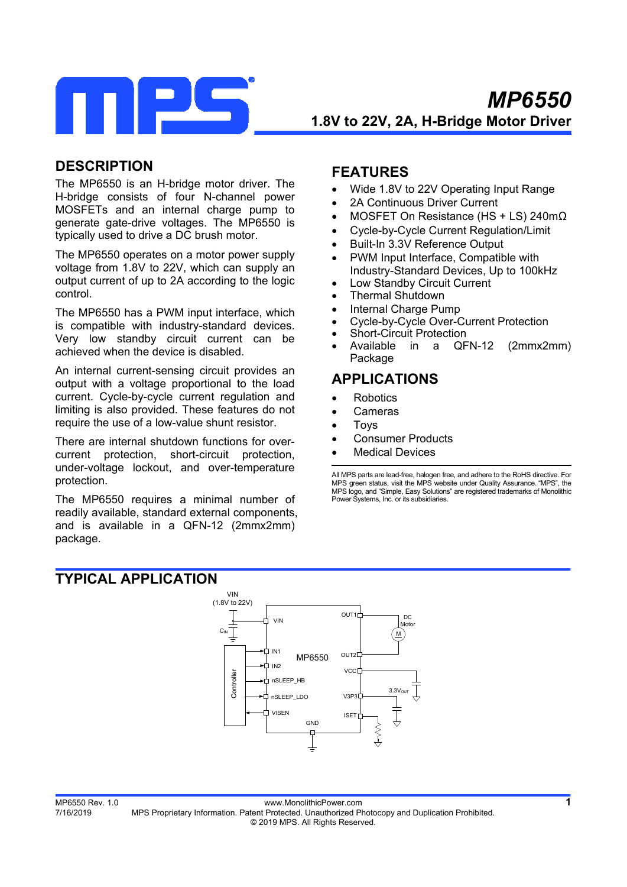# MP6550

## 1.8V to 22V, 2A, H-Bridge Motor Driver

## DESCRIPTION

The MP6550 is an H-bridge motor driver. The H-bridge consists of four N-channel power MOSFETs and an internal charge pump to generate gate-drive voltages. The MP6550 is typically used to drive a DC brush motor.

The MP6550 operates on a motor power supply voltage from 1.8V to 22V, which can supply an output current of up to 2A according to the logic control.

The MP6550 has a PWM input interface, which is compatible with industry-standard devices. Very low standby circuit current can be achieved when the device is disabled.

An internal current-sensing circuit provides an output with a voltage proportional to the load current. Cycle-by-cycle current regulation and limiting is also provided. These features do not require the use of a low-value shunt resistor.

There are internal shutdown functions for over-current protection, short-circuit protection, under-voltage lockout, and over-temperature protection.

The MP6550 requires a minimal number of readily available, standard external components, and is available in a QFN-12 (2mmx2mm) package.

## FEATURES

- Wide 1.8V to 22V Operating Input Range
- 2A Continuous Driver Current
- MOSFET On Resistance (HS + LS) 240mΩ
- Cycle-by-Cycle Current Regulation/Limit
- Built-In 3.3V Reference Output
- PWM Input Interface, Compatible with Industry-Standard Devices, Up to 100kHz
- Low Standby Circuit Current
- Thermal Shutdown
- Internal Charge Pump
- Cycle-by-Cycle Over-Current Protection
- Short-Circuit Protection
- Available in a QFN-12 (2mmx2mm) Package

## APPLICATIONS

- Robotics
- Cameras
- Toys
- Consumer Products
- Medical Devices

All MPS parts are lead-free, halogen free, and adhere to the RoHS directive. For MPS green status, visit the MPS website under Quality Assurance. "MPS", the MPS logo, and "Simple, Easy Solutions" are registered trademarks of Monolithic Power Systems, Inc. or its subsidiaries.

## TYPICAL APPLICATION

VIN (1.8V to 22V), $C_{IN}$, VIN, OUT1, DC Motor, M, OUT2, Controller, IN1, IN2, nSLEEP_HB, nSLEEP_LDO, VISEN, MP6550, VCC, V3P3, $3.3V_{OUT}$, ISET, GND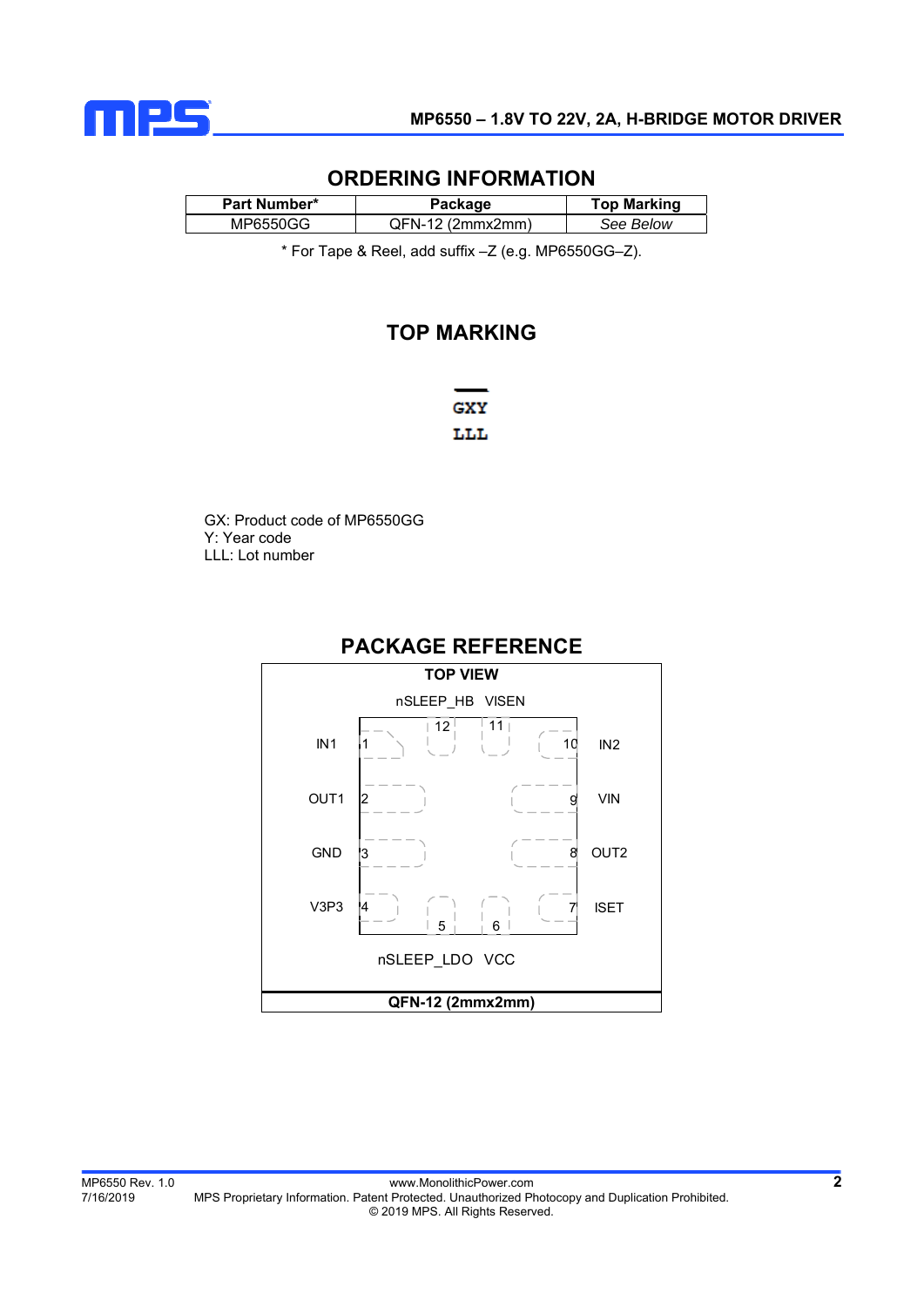## ORDERING INFORMATION

| Part Number* | Package | Top Marking |
|---|---|---|
| MP6550GG | QFN-12 (2mmx2mm) | *See Below* |

* For Tape & Reel, add suffix –Z (e.g. MP6550GG–Z).

## TOP MARKING

GXY
LLL

GX: Product code of MP6550GG
Y: Year code
LLL: Lot number

## PACKAGE REFERENCE

**TOP VIEW**

| Pin | Name |
|---|---|
| 1 | IN1 |
| 2 | OUT1 |
| 3 | GND |
| 4 | V3P3 |
| 5 | nSLEEP_LDO |
| 6 | VCC |
| 7 | ISET |
| 8 | OUT2 |
| 9 | VIN |
| 10 | IN2 |
| 11 | VISEN |
| 12 | nSLEEP_HB |

**QFN-12 (2mmx2mm)**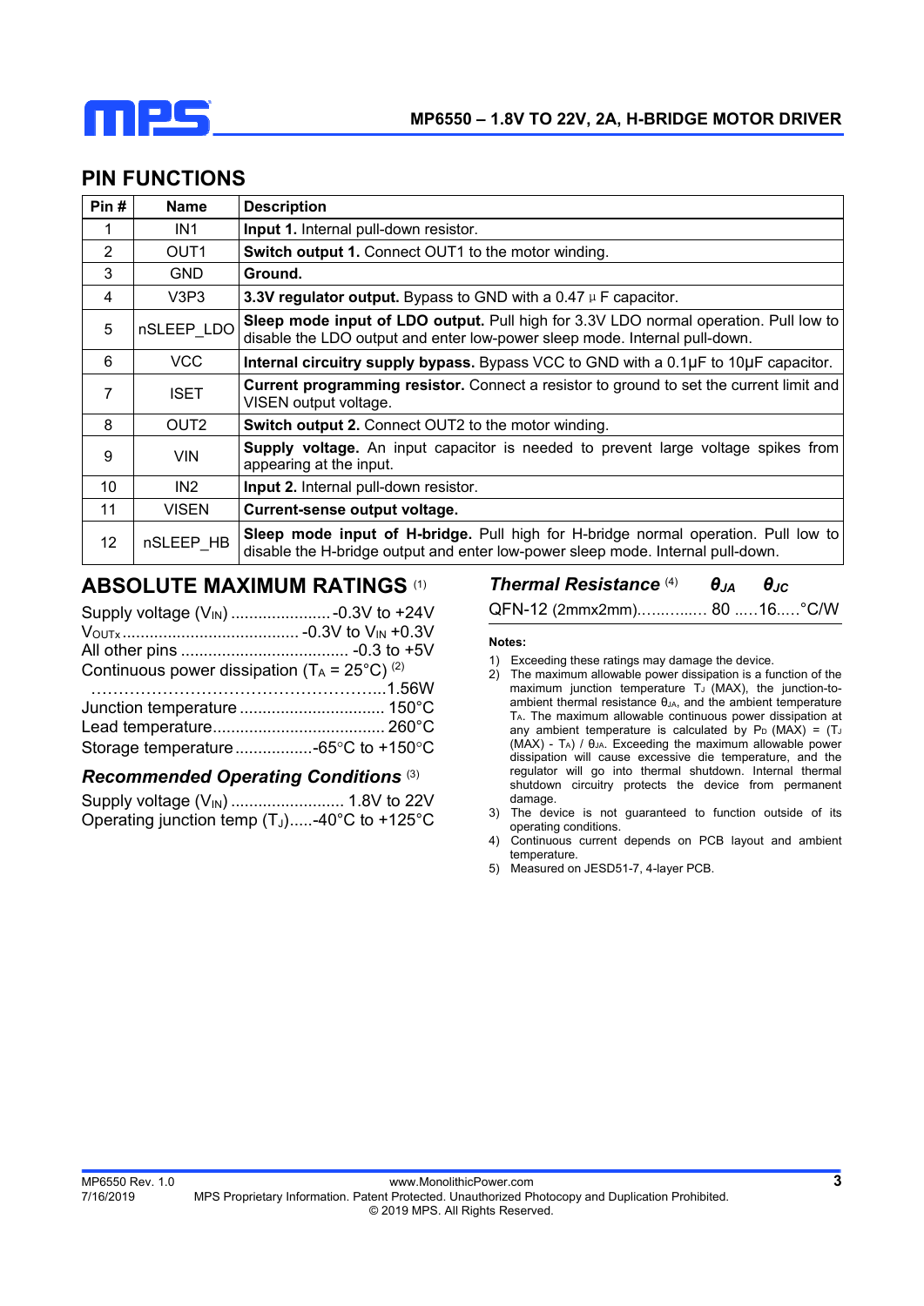## PIN FUNCTIONS

| Pin # | Name | Description |
|---|---|---|
| 1 | IN1 | **Input 1.** Internal pull-down resistor. |
| 2 | OUT1 | **Switch output 1.** Connect OUT1 to the motor winding. |
| 3 | GND | **Ground.** |
| 4 | V3P3 | **3.3V regulator output.** Bypass to GND with a 0.47µF capacitor. |
| 5 | nSLEEP_LDO | **Sleep mode input of LDO output.** Pull high for 3.3V LDO normal operation. Pull low to disable the LDO output and enter low-power sleep mode. Internal pull-down. |
| 6 | VCC | **Internal circuitry supply bypass.** Bypass VCC to GND with a 0.1µF to 10µF capacitor. |
| 7 | ISET | **Current programming resistor.** Connect a resistor to ground to set the current limit and VISEN output voltage. |
| 8 | OUT2 | **Switch output 2.** Connect OUT2 to the motor winding. |
| 9 | VIN | **Supply voltage.** An input capacitor is needed to prevent large voltage spikes from appearing at the input. |
| 10 | IN2 | **Input 2.** Internal pull-down resistor. |
| 11 | VISEN | **Current-sense output voltage.** |
| 12 | nSLEEP_HB | **Sleep mode input of H-bridge.** Pull high for H-bridge normal operation. Pull low to disable the H-bridge output and enter low-power sleep mode. Internal pull-down. |

## ABSOLUTE MAXIMUM RATINGS [1]

Supply voltage ($V_{IN}$) ...................... -0.3V to +24V
$V_{OUTx}$ ....................................... -0.3V to $V_{IN}$ +0.3V
All other pins ..................................... -0.3 to +5V
Continuous power dissipation ($T_A$ = 25°C) [2]
............................................................1.56W
Junction temperature ................................ 150°C
Lead temperature...................................... 260°C
Storage temperature ................. -65°C to +150°C

### *Recommended Operating Conditions* [3]

Supply voltage ($V_{IN}$) ......................... 1.8V to 22V
Operating junction temp ($T_J$)..... -40°C to +125°C

### *Thermal Resistance* [4]

| | $\theta_{JA}$ | $\theta_{JC}$ | |
|---|---|---|---|
| QFN-12 (2mmx2mm) | 80 | 16 | °C/W |

**Notes:**

1) Exceeding these ratings may damage the device.
2) The maximum allowable power dissipation is a function of the maximum junction temperature $T_J$ (MAX), the junction-to-ambient thermal resistance $\theta_{JA}$, and the ambient temperature $T_A$. The maximum allowable continuous power dissipation at any ambient temperature is calculated by $P_D$ (MAX) = ($T_J$ (MAX) - $T_A$) / $\theta_{JA}$. Exceeding the maximum allowable power dissipation will cause excessive die temperature, and the regulator will go into thermal shutdown. Internal thermal shutdown circuitry protects the device from permanent damage.
3) The device is not guaranteed to function outside of its operating conditions.
4) Continuous current depends on PCB layout and ambient temperature.
5) Measured on JESD51-7, 4-layer PCB.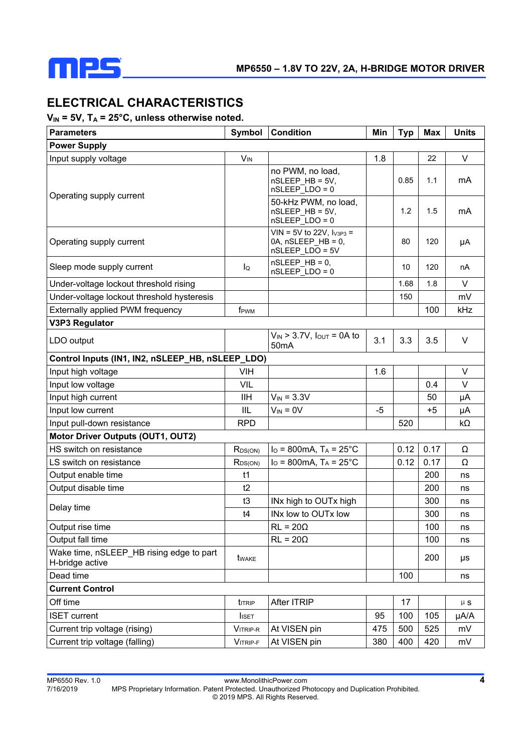## ELECTRICAL CHARACTERISTICS

**$V_{IN}$ = 5V, $T_A$ = 25°C, unless otherwise noted.**

| Parameters | Symbol | Condition | Min | Typ | Max | Units |
|---|---|---|---|---|---|---|
| **Power Supply** | | | | | | |
| Input supply voltage | $V_{IN}$ | | 1.8 | | 22 | V |
| Operating supply current | | no PWM, no load, nSLEEP_HB = 5V, nSLEEP_LDO = 0 | | 0.85 | 1.1 | mA |
| | | 50-kHz PWM, no load, nSLEEP_HB = 5V, nSLEEP_LDO = 0 | | 1.2 | 1.5 | mA |
| Operating supply current | | VIN = 5V to 22V, $I_{V3P3}$ = 0A, nSLEEP_HB = 0, nSLEEP_LDO = 5V | | 80 | 120 | µA |
| Sleep mode supply current | $I_Q$ | nSLEEP_HB = 0, nSLEEP_LDO = 0 | | 10 | 120 | nA |
| Under-voltage lockout threshold rising | | | | 1.68 | 1.8 | V |
| Under-voltage lockout threshold hysteresis | | | | 150 | | mV |
| Externally applied PWM frequency | $f_{PWM}$ | | | | 100 | kHz |
| **V3P3 Regulator** | | | | | | |
| LDO output | | $V_{IN}$ > 3.7V, $I_{OUT}$ = 0A to 50mA | 3.1 | 3.3 | 3.5 | V |
| **Control Inputs (IN1, IN2, nSLEEP_HB, nSLEEP_LDO)** | | | | | | |
| Input high voltage | VIH | | 1.6 | | | V |
| Input low voltage | VIL | | | | 0.4 | V |
| Input high current | IIH | $V_{IN}$ = 3.3V | | | 50 | µA |
| Input low current | IIL | $V_{IN}$ = 0V | -5 | | +5 | µA |
| Input pull-down resistance | RPD | | | 520 | | kΩ |
| **Motor Driver Outputs (OUT1, OUT2)** | | | | | | |
| HS switch on resistance | $R_{DS(ON)}$ | $I_O$ = 800mA, $T_A$ = 25°C | | 0.12 | 0.17 | Ω |
| LS switch on resistance | $R_{DS(ON)}$ | $I_O$ = 800mA, $T_A$ = 25°C | | 0.12 | 0.17 | Ω |
| Output enable time | t1 | | | | 200 | ns |
| Output disable time | t2 | | | | 200 | ns |
| Delay time | t3 | INx high to OUTx high | | | 300 | ns |
| | t4 | INx low to OUTx low | | | 300 | ns |
| Output rise time | | RL = 20Ω | | | 100 | ns |
| Output fall time | | RL = 20Ω | | | 100 | ns |
| Wake time, nSLEEP_HB rising edge to part H-bridge active | $t_{WAKE}$ | | | | 200 | µs |
| Dead time | | | | 100 | | ns |
| **Current Control** | | | | | | |
| Off time | $t_{ITRIP}$ | After ITRIP | | 17 | | µs |
| ISET current | $I_{ISET}$ | | 95 | 100 | 105 | µA/A |
| Current trip voltage (rising) | $V_{ITRIP-R}$ | At VISEN pin | 475 | 500 | 525 | mV |
| Current trip voltage (falling) | $V_{ITRIP-F}$ | At VISEN pin | 380 | 400 | 420 | mV |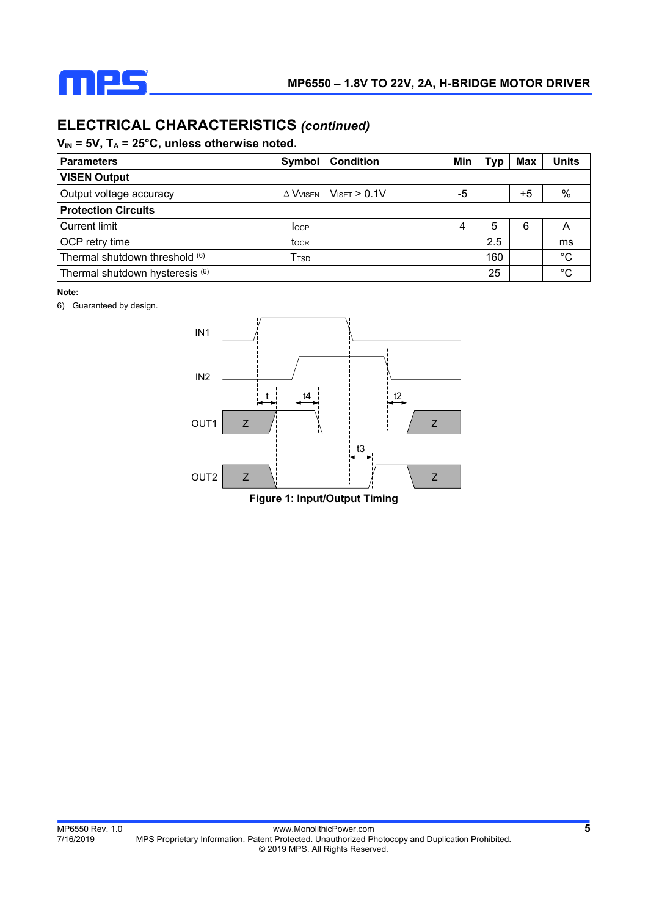## ELECTRICAL CHARACTERISTICS *(continued)*

**$V_{IN}$ = 5V, $T_A$ = 25°C, unless otherwise noted.**

| Parameters | Symbol | Condition | Min | Typ | Max | Units |
|---|---|---|---|---|---|---|
| **VISEN Output** | | | | | | |
| Output voltage accuracy | $\Delta V_{VISEN}$ | $V_{ISET}$ > 0.1V | -5 | | +5 | % |
| **Protection Circuits** | | | | | | |
| Current limit | $I_{OCP}$ | | 4 | 5 | 6 | A |
| OCP retry time | $t_{OCR}$ | | | 2.5 | | ms |
| Thermal shutdown threshold [6] | $T_{TSD}$ | | | 160 | | °C |
| Thermal shutdown hysteresis [6] | | | | 25 | | °C |

**Note:**

6) Guaranteed by design.

IN1

IN2

OUT1

OUT2

t

t4

t2

t3

Z

Figure 1: Input/Output Timing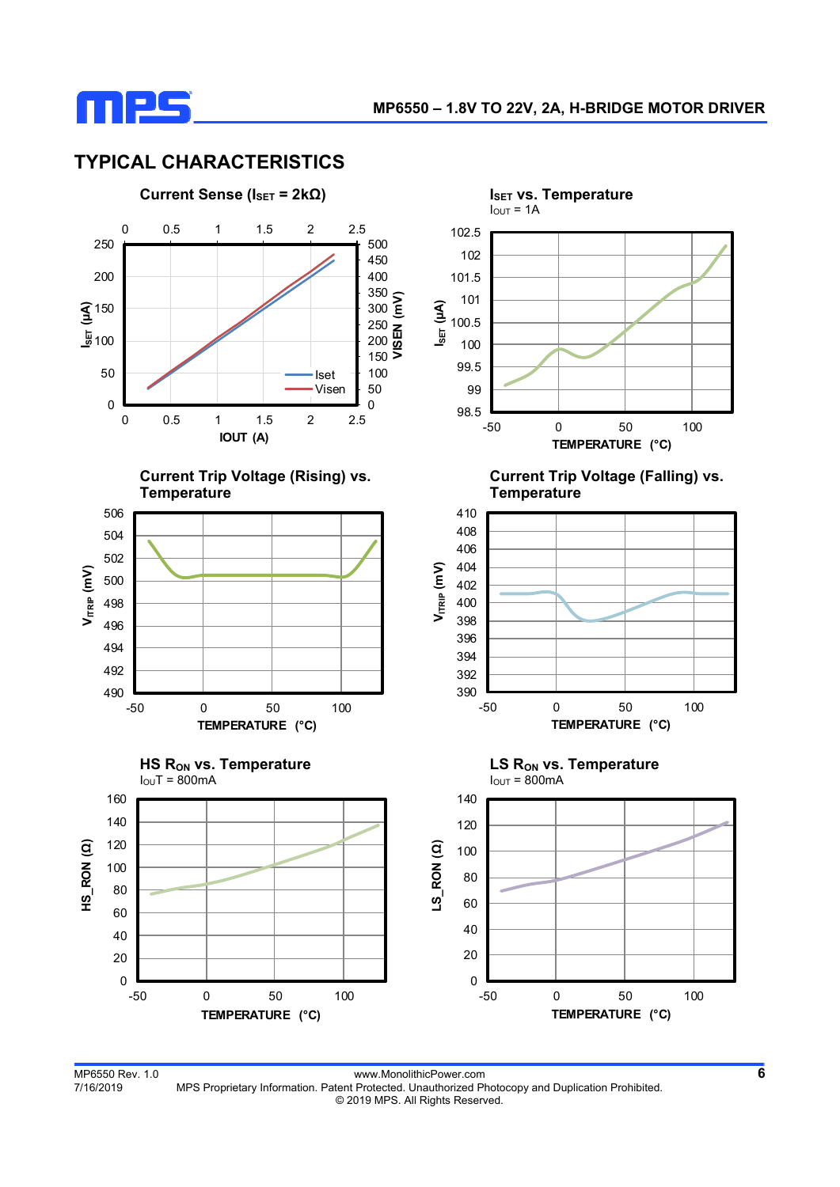## TYPICAL CHARACTERISTICS

**Current Sense ($I_{SET}$ = 2kΩ)**

**$I_{SET}$ vs. Temperature**
$I_{OUT}$ = 1A

**Current Trip Voltage (Rising) vs. Temperature**

**Current Trip Voltage (Falling) vs. Temperature**

**HS $R_{ON}$ vs. Temperature**
$I_{OUT}$ = 800mA

**LS $R_{ON}$ vs. Temperature**
$I_{OUT}$ = 800mA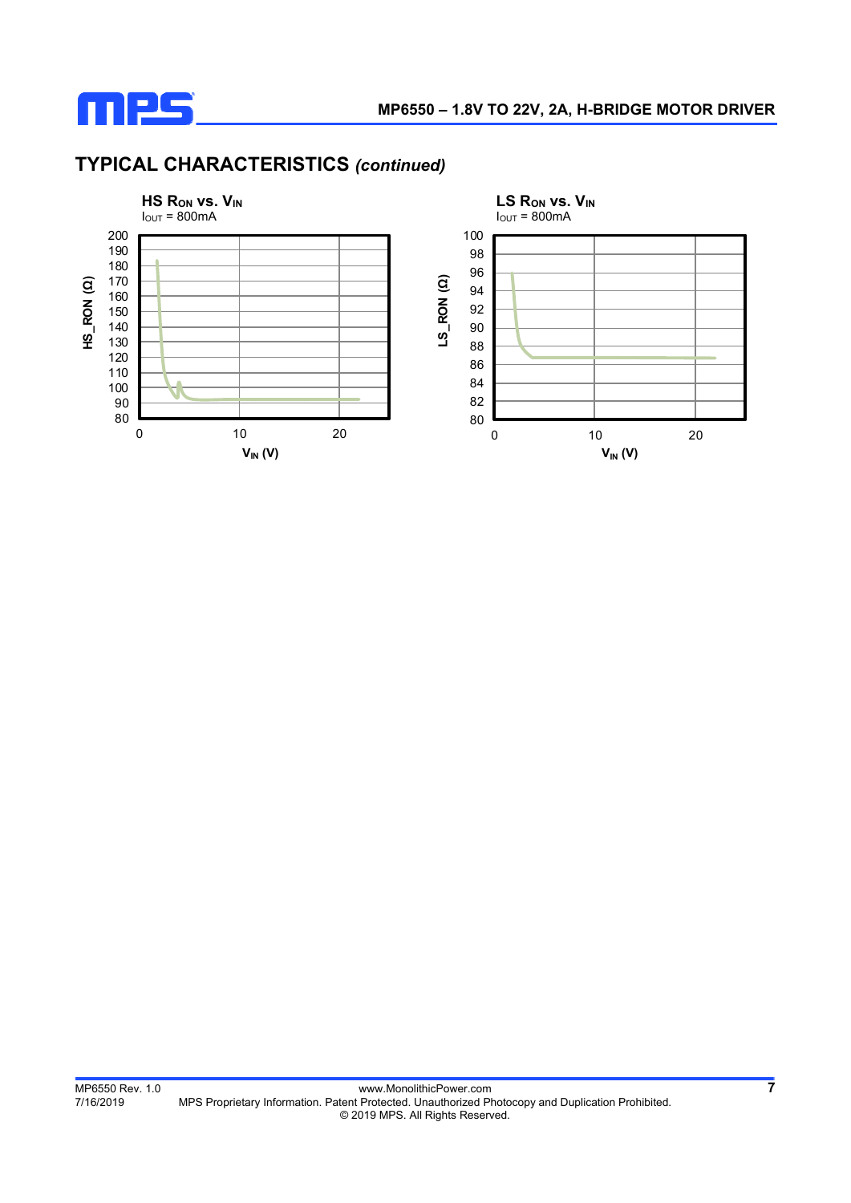## TYPICAL CHARACTERISTICS *(continued)*

**HS $R_{ON}$ vs. $V_{IN}$**

$I_{OUT}$ = 800mA

HS_RON (Ω)

200
190
180
170
160
150
140
130
120
110
100
90
80

0 10 20

$V_{IN}$ (V)

**LS $R_{ON}$ vs. $V_{IN}$**

$I_{OUT}$ = 800mA

LS_RON (Ω)

100
98
96
94
92
90
88
86
84
82
80

0 10 20

$V_{IN}$ (V)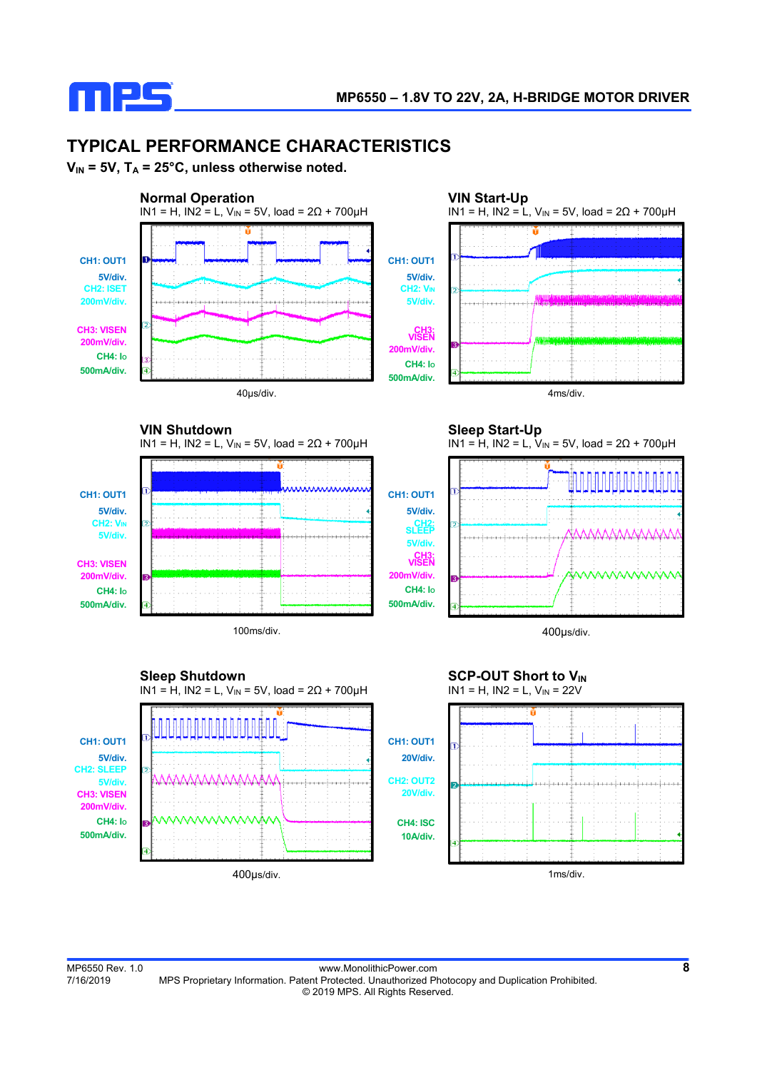## TYPICAL PERFORMANCE CHARACTERISTICS

**$V_{IN}$ = 5V, $T_A$ = 25°C, unless otherwise noted.**

**Normal Operation**

IN1 = H, IN2 = L, $V_{IN}$ = 5V, load = 2Ω + 700μH

CH1: OUT1 5V/div.
CH2: ISET 200mV/div.
CH3: VISEN 200mV/div.
CH4: Io 500mA/div.

40μs/div.

**VIN Start-Up**

IN1 = H, IN2 = L, $V_{IN}$ = 5V, load = 2Ω + 700μH

CH1: OUT1 5V/div.
CH2: $V_{IN}$ 5V/div.
CH3: VISEN 200mV/div.
CH4: Io 500mA/div.

4ms/div.

**VIN Shutdown**

IN1 = H, IN2 = L, $V_{IN}$ = 5V, load = 2Ω + 700μH

CH1: OUT1 5V/div.
CH2: $V_{IN}$ 5V/div.
CH3: VISEN 200mV/div.
CH4: Io 500mA/div.

100ms/div.

**Sleep Start-Up**

IN1 = H, IN2 = L, $V_{IN}$ = 5V, load = 2Ω + 700μH

CH1: OUT1 5V/div.
CH2: SLEEP 5V/div.
CH3: VISEN 200mV/div.
CH4: Io 500mA/div.

400μs/div.

**Sleep Shutdown**

IN1 = H, IN2 = L, $V_{IN}$ = 5V, load = 2Ω + 700μH

CH1: OUT1 5V/div.
CH2: SLEEP 5V/div.
CH3: VISEN 200mV/div.
CH4: Io 500mA/div.

400μs/div.

**SCP-OUT Short to $V_{IN}$**

IN1 = H, IN2 = L, $V_{IN}$ = 22V

CH1: OUT1 20V/div.
CH2: OUT2 20V/div.
CH4: ISC 10A/div.

1ms/div.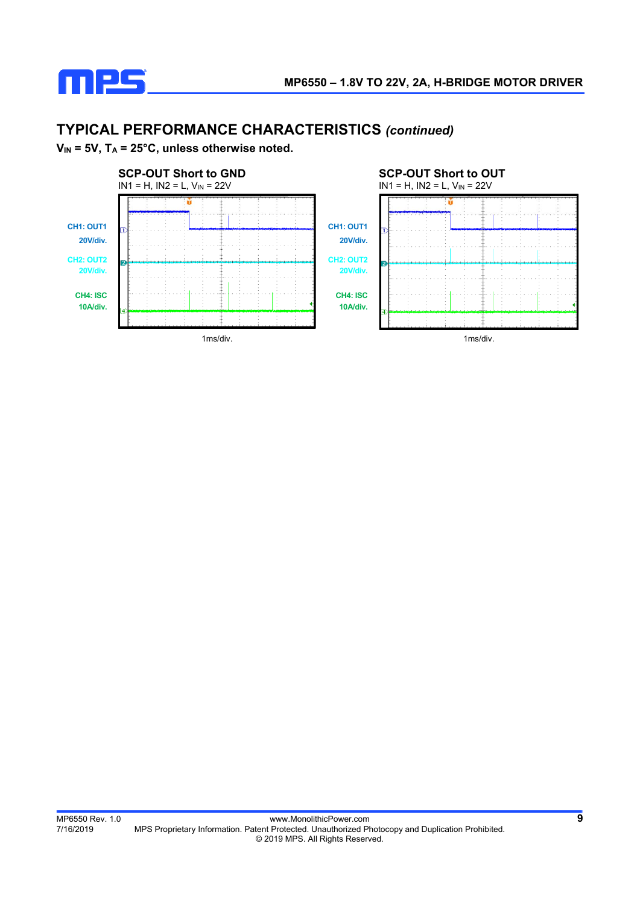## TYPICAL PERFORMANCE CHARACTERISTICS *(continued)*

**$V_{IN}$ = 5V, $T_A$ = 25°C, unless otherwise noted.**

**SCP-OUT Short to GND**

IN1 = H, IN2 = L, $V_{IN}$ = 22V

CH1: OUT1 20V/div.

CH2: OUT2 20V/div.

CH4: ISC 10A/div.

1ms/div.

**SCP-OUT Short to OUT**

IN1 = H, IN2 = L, $V_{IN}$ = 22V

CH1: OUT1 20V/div.

CH2: OUT2 20V/div.

CH4: ISC 10A/div.

1ms/div.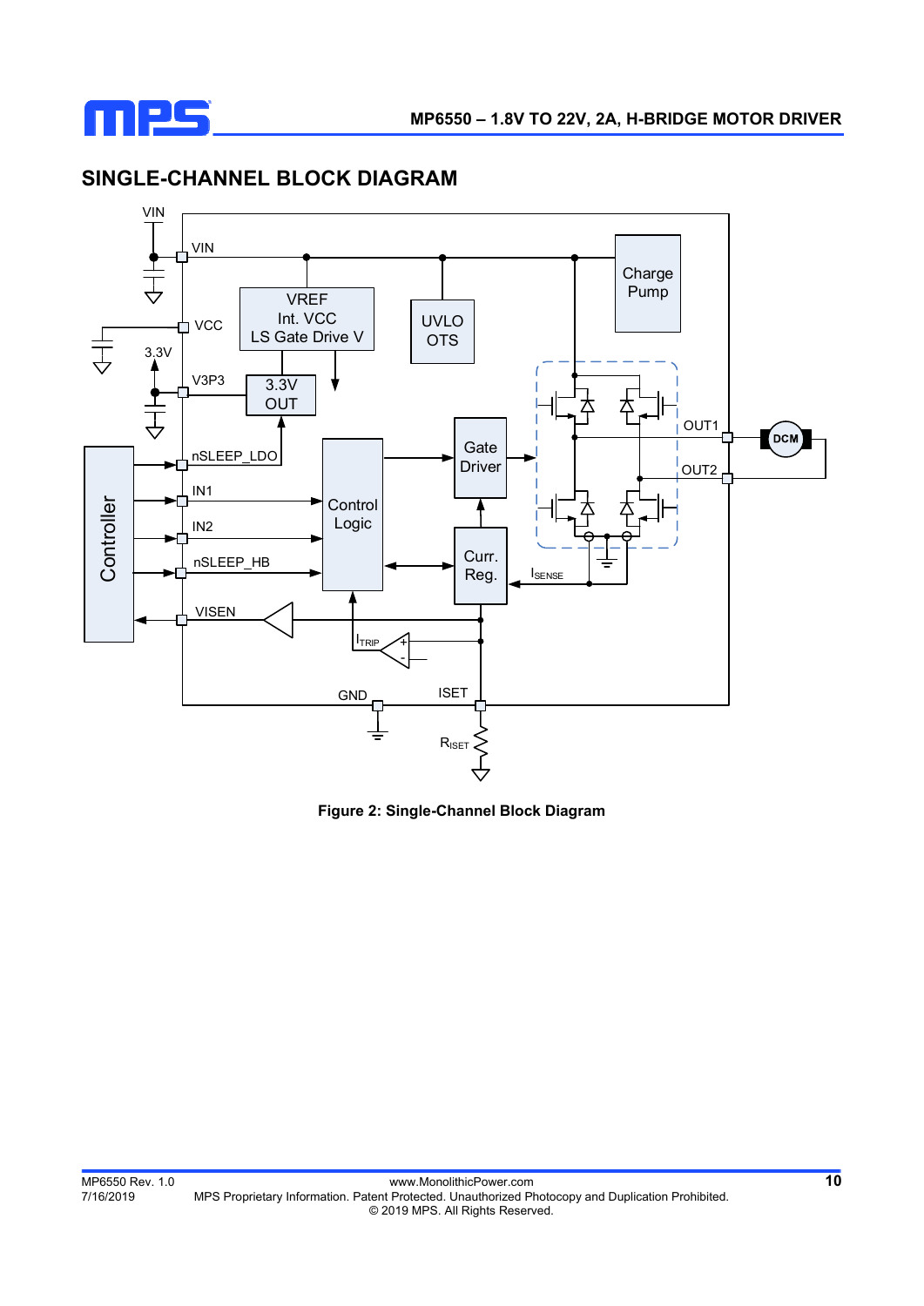## SINGLE-CHANNEL BLOCK DIAGRAM

**Figure 2: Single-Channel Block Diagram**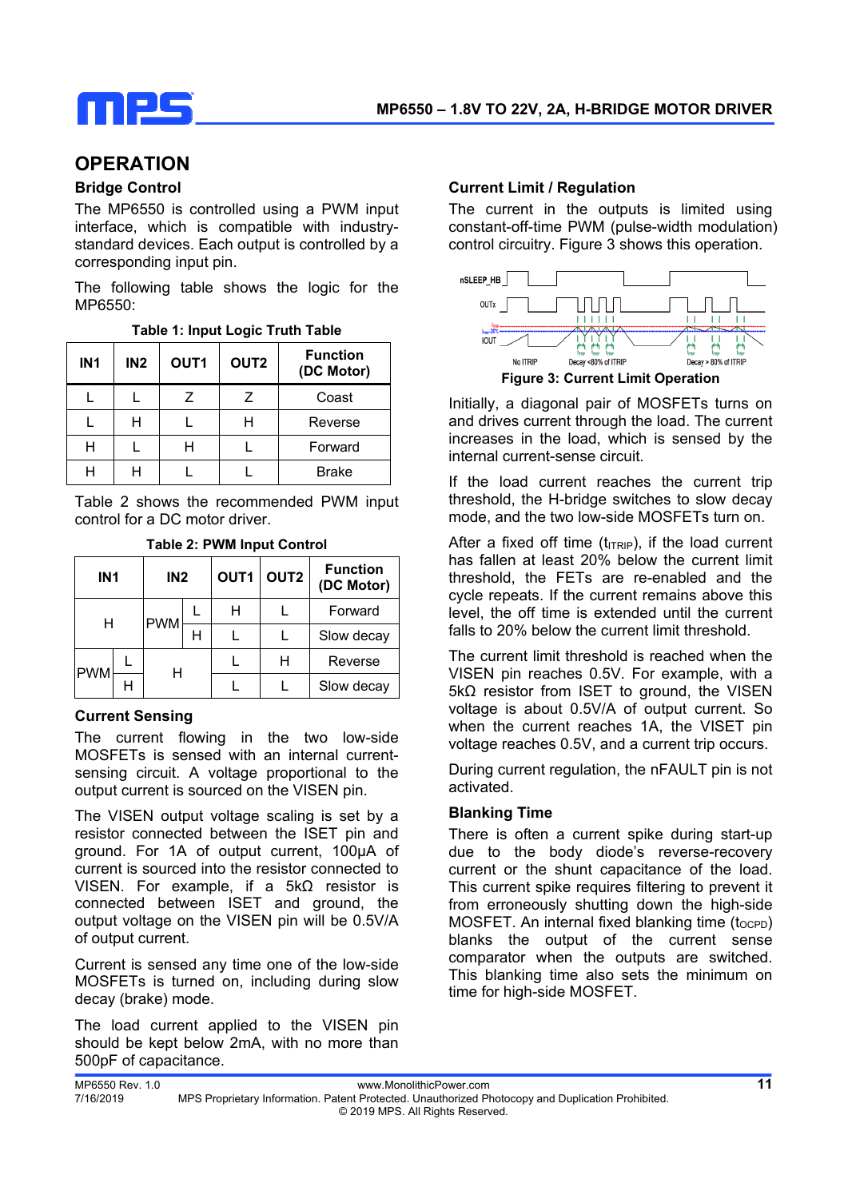## OPERATION

### Bridge Control

The MP6550 is controlled using a PWM input interface, which is compatible with industry-standard devices. Each output is controlled by a corresponding input pin.

The following table shows the logic for the MP6550:

**Table 1: Input Logic Truth Table**

| IN1 | IN2 | OUT1 | OUT2 | Function (DC Motor) |
|---|---|---|---|---|
| L | L | Z | Z | Coast |
| L | H | L | H | Reverse |
| H | L | H | L | Forward |
| H | H | L | L | Brake |

Table 2 shows the recommended PWM input control for a DC motor driver.

**Table 2: PWM Input Control**

| IN1 | | IN2 | | OUT1 | OUT2 | Function (DC Motor) |
|---|---|---|---|---|---|---|
| H | | PWM | L | H | L | Forward |
| | | | H | L | L | Slow decay |
| PWM | L | H | | L | H | Reverse |
| | H | | | L | L | Slow decay |

### Current Sensing

The current flowing in the two low-side MOSFETs is sensed with an internal current-sensing circuit. A voltage proportional to the output current is sourced on the VISEN pin.

The VISEN output voltage scaling is set by a resistor connected between the ISET pin and ground. For 1A of output current, 100μA of current is sourced into the resistor connected to VISEN. For example, if a 5kΩ resistor is connected between ISET and ground, the output voltage on the VISEN pin will be 0.5V/A of output current.

Current is sensed any time one of the low-side MOSFETs is turned on, including during slow decay (brake) mode.

The load current applied to the VISEN pin should be kept below 2mA, with no more than 500pF of capacitance.

### Current Limit / Regulation

The current in the outputs is limited using constant-off-time PWM (pulse-width modulation) control circuitry. Figure 3 shows this operation.

**Figure 3: Current Limit Operation**

Initially, a diagonal pair of MOSFETs turns on and drives current through the load. The current increases in the load, which is sensed by the internal current-sense circuit.

If the load current reaches the current trip threshold, the H-bridge switches to slow decay mode, and the two low-side MOSFETs turn on.

After a fixed off time ($t_{ITRIP}$), if the load current has fallen at least 20% below the current limit threshold, the FETs are re-enabled and the cycle repeats. If the current remains above this level, the off time is extended until the current falls to 20% below the current limit threshold.

The current limit threshold is reached when the VISEN pin reaches 0.5V. For example, with a 5kΩ resistor from ISET to ground, the VISEN voltage is about 0.5V/A of output current. So when the current reaches 1A, the VISET pin voltage reaches 0.5V, and a current trip occurs.

During current regulation, the nFAULT pin is not activated.

### Blanking Time

There is often a current spike during start-up due to the body diode's reverse-recovery current or the shunt capacitance of the load. This current spike requires filtering to prevent it from erroneously shutting down the high-side MOSFET. An internal fixed blanking time ($t_{OCPD}$) blanks the output of the current sense comparator when the outputs are switched. This blanking time also sets the minimum on time for high-side MOSFET.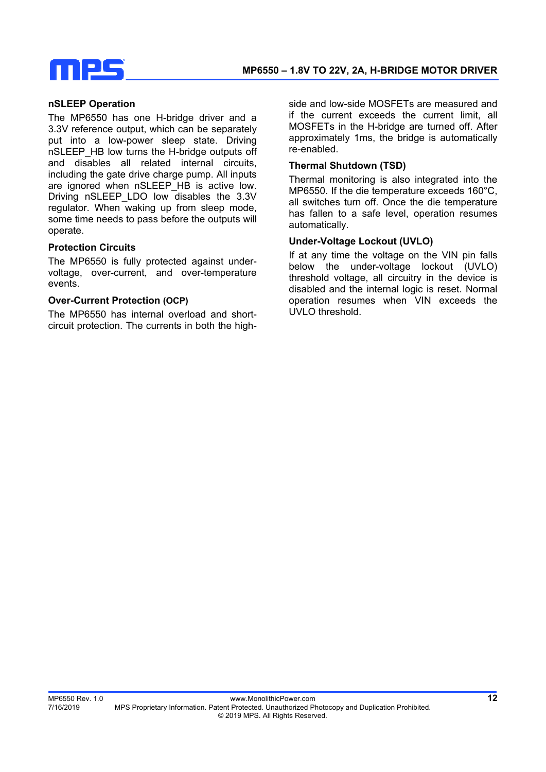### nSLEEP Operation

The MP6550 has one H-bridge driver and a 3.3V reference output, which can be separately put into a low-power sleep state. Driving nSLEEP_HB low turns the H-bridge outputs off and disables all related internal circuits, including the gate drive charge pump. All inputs are ignored when nSLEEP_HB is active low. Driving nSLEEP_LDO low disables the 3.3V regulator. When waking up from sleep mode, some time needs to pass before the outputs will operate.

### Protection Circuits

The MP6550 is fully protected against under-voltage, over-current, and over-temperature events.

### Over-Current Protection (OCP)

The MP6550 has internal overload and short-circuit protection. The currents in both the high-side and low-side MOSFETs are measured and if the current exceeds the current limit, all MOSFETs in the H-bridge are turned off. After approximately 1ms, the bridge is automatically re-enabled.

### Thermal Shutdown (TSD)

Thermal monitoring is also integrated into the MP6550. If the die temperature exceeds 160°C, all switches turn off. Once the die temperature has fallen to a safe level, operation resumes automatically.

### Under-Voltage Lockout (UVLO)

If at any time the voltage on the VIN pin falls below the under-voltage lockout (UVLO) threshold voltage, all circuitry in the device is disabled and the internal logic is reset. Normal operation resumes when VIN exceeds the UVLO threshold.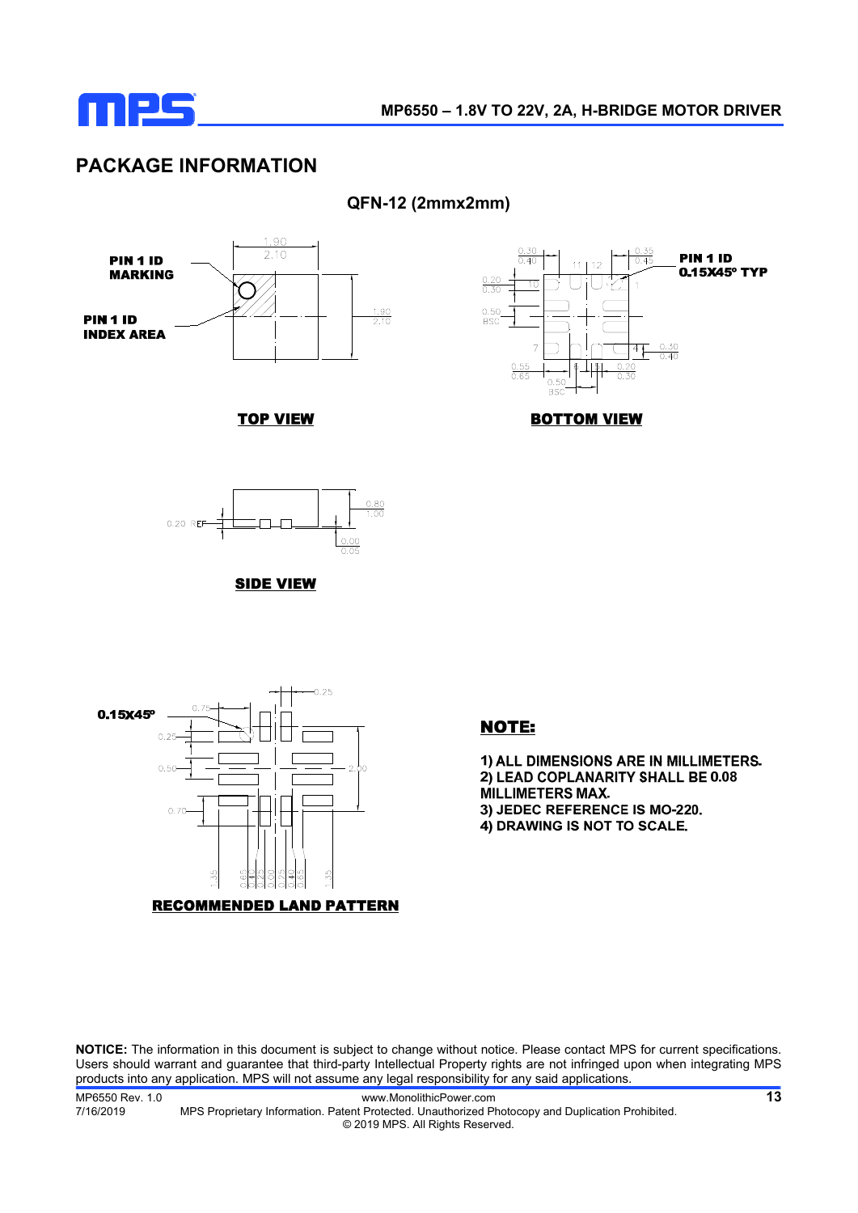## PACKAGE INFORMATION

### QFN-12 (2mmx2mm)

PIN 1 ID MARKING

PIN 1 ID INDEX AREA

1.90
2.10

1.90
2.10

**TOP VIEW**

0.30
0.40

11 12

0.35
0.45

PIN 1 ID
0.15X45º TYP

0.20
0.30

10

1

0.50
BSC

7

4

0.30
0.40

0.55
0.65

6 5

0.20
0.30

0.50
BSC

**BOTTOM VIEW**

0.20 REF

0.80
1.00

0.00
0.05

**SIDE VIEW**

0.25

0.15X45º

0.75

0.25

0.50

2.00

0.70

1.35 0.65 0.40 0.25 0.00 0.25 0.40 0.65 1.35

**RECOMMENDED LAND PATTERN**

**NOTE:**

1) ALL DIMENSIONS ARE IN MILLIMETERS.
2) LEAD COPLANARITY SHALL BE 0.08 MILLIMETERS MAX.
3) JEDEC REFERENCE IS MO-220.
4) DRAWING IS NOT TO SCALE.

**NOTICE:** The information in this document is subject to change without notice. Please contact MPS for current specifications. Users should warrant and guarantee that third-party Intellectual Property rights are not infringed upon when integrating MPS products into any application. MPS will not assume any legal responsibility for any said applications.